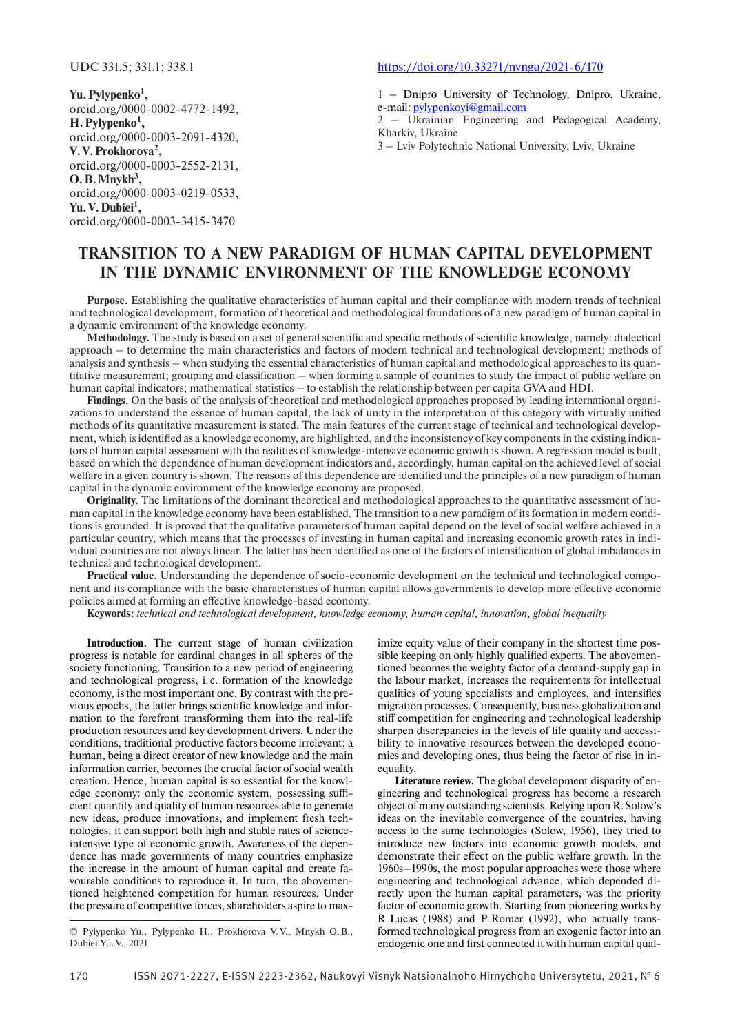UDC 331.5; 331.1; 338.1

https://doi.org/10.33271/nvngu/2021-6/170

**Yu. Pylypenko[1]**,
orcid.org/0000-0002-4772-1492,
**H. Pylypenko[1]**,
orcid.org/0000-0003-2091-4320,
**V. V. Prokhorova[2]**,
orcid.org/0000-0003-2552-2131,
**O. B. Mnykh[3]**,
orcid.org/0000-0003-0219-0533,
**Yu. V. Dubiei[1]**,
orcid.org/0000-0003-3415-3470

1 – Dnipro University of Technology, Dnipro, Ukraine, e-mail: pylypenkoyi@gmail.com
2 – Ukrainian Engineering and Pedagogical Academy, Kharkiv, Ukraine
3 – Lviv Polytechnic National University, Lviv, Ukraine

# TRANSITION TO A NEW PARADIGM OF HUMAN CAPITAL DEVELOPMENT IN THE DYNAMIC ENVIRONMENT OF THE KNOWLEDGE ECONOMY

**Purpose.** Establishing the qualitative characteristics of human capital and their compliance with modern trends of technical and technological development, formation of theoretical and methodological foundations of a new paradigm of human capital in a dynamic environment of the knowledge economy.

**Methodology.** The study is based on a set of general scientific and specific methods of scientific knowledge, namely: dialectical approach – to determine the main characteristics and factors of modern technical and technological development; methods of analysis and synthesis – when studying the essential characteristics of human capital and methodological approaches to its quantitative measurement; grouping and classification – when forming a sample of countries to study the impact of public welfare on human capital indicators; mathematical statistics – to establish the relationship between per capita GVA and HDI.

**Findings.** On the basis of the analysis of theoretical and methodological approaches proposed by leading international organizations to understand the essence of human capital, the lack of unity in the interpretation of this category with virtually unified methods of its quantitative measurement is stated. The main features of the current stage of technical and technological development, which is identified as a knowledge economy, are highlighted, and the inconsistency of key components in the existing indicators of human capital assessment with the realities of knowledge-intensive economic growth is shown. A regression model is built, based on which the dependence of human development indicators and, accordingly, human capital on the achieved level of social welfare in a given country is shown. The reasons of this dependence are identified and the principles of a new paradigm of human capital in the dynamic environment of the knowledge economy are proposed.

**Originality.** The limitations of the dominant theoretical and methodological approaches to the quantitative assessment of human capital in the knowledge economy have been established. The transition to a new paradigm of its formation in modern conditions is grounded. It is proved that the qualitative parameters of human capital depend on the level of social welfare achieved in a particular country, which means that the processes of investing in human capital and increasing economic growth rates in individual countries are not always linear. The latter has been identified as one of the factors of intensification of global imbalances in technical and technological development.

**Practical value.** Understanding the dependence of socio-economic development on the technical and technological component and its compliance with the basic characteristics of human capital allows governments to develop more effective economic policies aimed at forming an effective knowledge-based economy.

**Keywords:** *technical and technological development, knowledge economy, human capital, innovation, global inequality*

**Introduction.** The current stage of human civilization progress is notable for cardinal changes in all spheres of the society functioning. Transition to a new period of engineering and technological progress, i. e. formation of the knowledge economy, is the most important one. By contrast with the previous epochs, the latter brings scientific knowledge and information to the forefront transforming them into the real-life production resources and key development drivers. Under the conditions, traditional productive factors become irrelevant; a human, being a direct creator of new knowledge and the main information carrier, becomes the crucial factor of social wealth creation. Hence, human capital is so essential for the knowledge economy: only the economic system, possessing sufficient quantity and quality of human resources able to generate new ideas, produce innovations, and implement fresh technologies; it can support both high and stable rates of science-intensive type of economic growth. Awareness of the dependence has made governments of many countries emphasize the increase in the amount of human capital and create favourable conditions to reproduce it. In turn, the abovementioned heightened competition for human resources. Under the pressure of competitive forces, shareholders aspire to maximize equity value of their company in the shortest time possible keeping on only highly qualified experts. The abovementioned becomes the weighty factor of a demand-supply gap in the labour market, increases the requirements for intellectual qualities of young specialists and employees, and intensifies migration processes. Consequently, business globalization and stiff competition for engineering and technological leadership sharpen discrepancies in the levels of life quality and accessibility to innovative resources between the developed economies and developing ones, thus being the factor of rise in inequality.

**Literature review.** The global development disparity of engineering and technological progress has become a research object of many outstanding scientists. Relying upon R. Solow's ideas on the inevitable convergence of the countries, having access to the same technologies (Solow, 1956), they tried to introduce new factors into economic growth models, and demonstrate their effect on the public welfare growth. In the 1960s–1990s, the most popular approaches were those where engineering and technological advance, which depended directly upon the human capital parameters, was the priority factor of economic growth. Starting from pioneering works by R. Lucas (1988) and P. Romer (1992), who actually transformed technological progress from an exogenic factor into an endogenic one and first connected it with human capital qual-

© Pylypenko Yu., Pylypenko H., Prokhorova V. V., Mnykh O. B., Dubiei Yu. V., 2021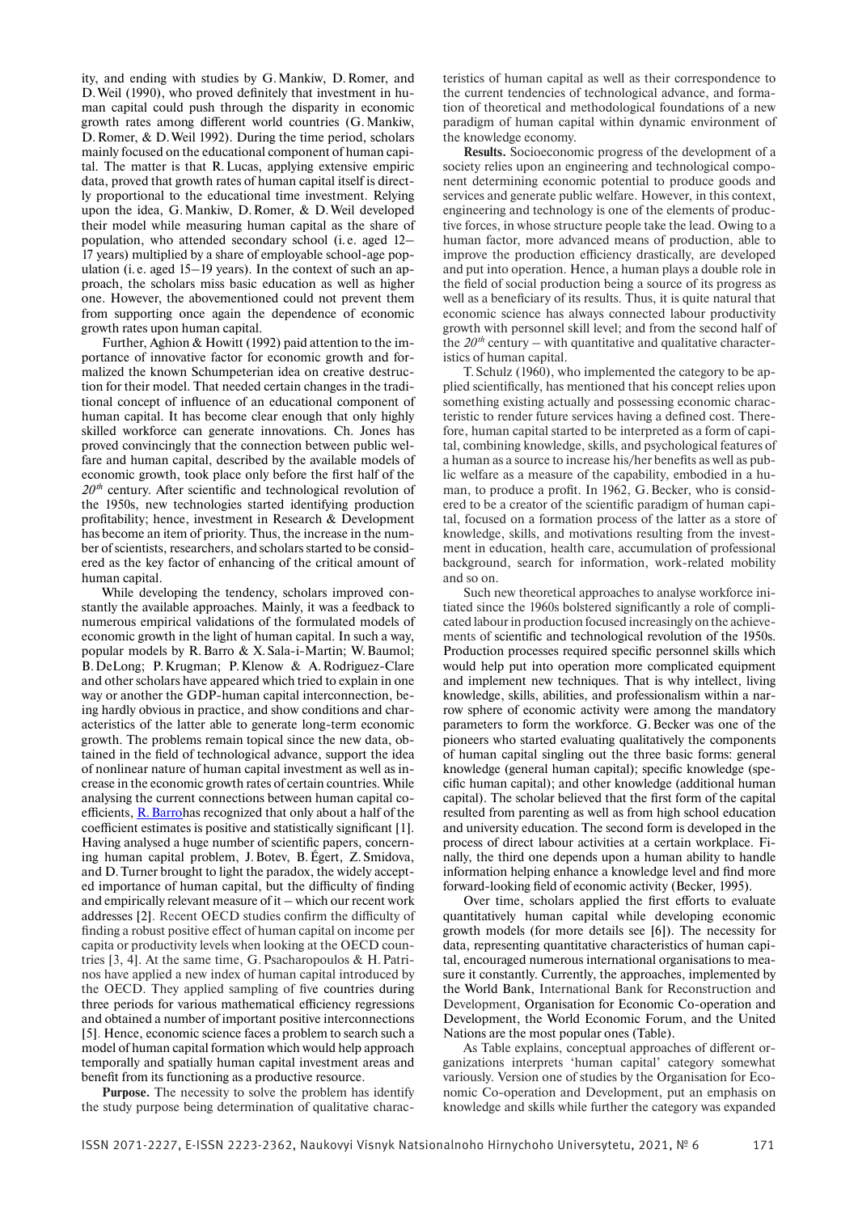ity, and ending with studies by G. Mankiw, D. Romer, and D. Weil (1990), who proved definitely that investment in human capital could push through the disparity in economic growth rates among different world countries (G. Mankiw, D. Romer, & D. Weil 1992). During the time period, scholars mainly focused on the educational component of human capital. The matter is that R. Lucas, applying extensive empiric data, proved that growth rates of human capital itself is directly proportional to the educational time investment. Relying upon the idea, G. Mankiw, D. Romer, & D. Weil developed their model while measuring human capital as the share of population, who attended secondary school (i. e. aged 12–17 years) multiplied by a share of employable school-age population (i. e. aged 15–19 years). In the context of such an approach, the scholars miss basic education as well as higher one. However, the abovementioned could not prevent them from supporting once again the dependence of economic growth rates upon human capital.

Further, Aghion & Howitt (1992) paid attention to the importance of innovative factor for economic growth and formalized the known Schumpeterian idea on creative destruction for their model. That needed certain changes in the traditional concept of influence of an educational component of human capital. It has become clear enough that only highly skilled workforce can generate innovations. Ch. Jones has proved convincingly that the connection between public welfare and human capital, described by the available models of economic growth, took place only before the first half of the $20^{th}$ century. After scientific and technological revolution of the 1950s, new technologies started identifying production profitability; hence, investment in Research & Development has become an item of priority. Thus, the increase in the number of scientists, researchers, and scholars started to be considered as the key factor of enhancing of the critical amount of human capital.

While developing the tendency, scholars improved constantly the available approaches. Mainly, it was a feedback to numerous empirical validations of the formulated models of economic growth in the light of human capital. In such a way, popular models by R. Barro & X. Sala-i-Martin; W. Baumol; B. DeLong; P. Krugman; P. Klenow & A. Rodriguez-Clare and other scholars have appeared which tried to explain in one way or another the GDP-human capital interconnection, being hardly obvious in practice, and show conditions and characteristics of the latter able to generate long-term economic growth. The problems remain topical since the new data, obtained in the field of technological advance, support the idea of nonlinear nature of human capital investment as well as increase in the economic growth rates of certain countries. While analysing the current connections between human capital coefficients, R. Barrohas recognized that only about a half of the coefficient estimates is positive and statistically significant [1]. Having analysed a huge number of scientific papers, concerning human capital problem, J. Botev, B. Égert, Z. Smidova, and D. Turner brought to light the paradox, the widely accepted importance of human capital, but the difficulty of finding and empirically relevant measure of it – which our recent work addresses [2]. Recent OECD studies confirm the difficulty of finding a robust positive effect of human capital on income per capita or productivity levels when looking at the OECD countries [3, 4]. At the same time, G. Psacharopoulos & H. Patrinos have applied a new index of human capital introduced by the OECD. They applied sampling of five countries during three periods for various mathematical efficiency regressions and obtained a number of important positive interconnections [5]. Hence, economic science faces a problem to search such a model of human capital formation which would help approach temporally and spatially human capital investment areas and benefit from its functioning as a productive resource.

**Purpose.** The necessity to solve the problem has identify the study purpose being determination of qualitative characteristics of human capital as well as their correspondence to the current tendencies of technological advance, and formation of theoretical and methodological foundations of a new paradigm of human capital within dynamic environment of the knowledge economy.

**Results.** Socioeconomic progress of the development of a society relies upon an engineering and technological component determining economic potential to produce goods and services and generate public welfare. However, in this context, engineering and technology is one of the elements of productive forces, in whose structure people take the lead. Owing to a human factor, more advanced means of production, able to improve the production efficiency drastically, are developed and put into operation. Hence, a human plays a double role in the field of social production being a source of its progress as well as a beneficiary of its results. Thus, it is quite natural that economic science has always connected labour productivity growth with personnel skill level; and from the second half of the $20^{th}$ century – with quantitative and qualitative characteristics of human capital.

T. Schulz (1960), who implemented the category to be applied scientifically, has mentioned that his concept relies upon something existing actually and possessing economic characteristic to render future services having a defined cost. Therefore, human capital started to be interpreted as a form of capital, combining knowledge, skills, and psychological features of a human as a source to increase his/her benefits as well as public welfare as a measure of the capability, embodied in a human, to produce a profit. In 1962, G. Becker, who is considered to be a creator of the scientific paradigm of human capital, focused on a formation process of the latter as a store of knowledge, skills, and motivations resulting from the investment in education, health care, accumulation of professional background, search for information, work-related mobility and so on.

Such new theoretical approaches to analyse workforce initiated since the 1960s bolstered significantly a role of complicated labour in production focused increasingly on the achievements of scientific and technological revolution of the 1950s. Production processes required specific personnel skills which would help put into operation more complicated equipment and implement new techniques. That is why intellect, living knowledge, skills, abilities, and professionalism within a narrow sphere of economic activity were among the mandatory parameters to form the workforce. G. Becker was one of the pioneers who started evaluating qualitatively the components of human capital singling out the three basic forms: general knowledge (general human capital); specific knowledge (specific human capital); and other knowledge (additional human capital). The scholar believed that the first form of the capital resulted from parenting as well as from high school education and university education. The second form is developed in the process of direct labour activities at a certain workplace. Finally, the third one depends upon a human ability to handle information helping enhance a knowledge level and find more forward-looking field of economic activity (Becker, 1995).

Over time, scholars applied the first efforts to evaluate quantitatively human capital while developing economic growth models (for more details see [6]). The necessity for data, representing quantitative characteristics of human capital, encouraged numerous international organisations to measure it constantly. Currently, the approaches, implemented by the World Bank, International Bank for Reconstruction and Development, Organisation for Economic Co-operation and Development, the World Economic Forum, and the United Nations are the most popular ones (Table).

As Table explains, conceptual approaches of different organizations interprets 'human capital' category somewhat variously. Version one of studies by the Organisation for Economic Co-operation and Development, put an emphasis on knowledge and skills while further the category was expanded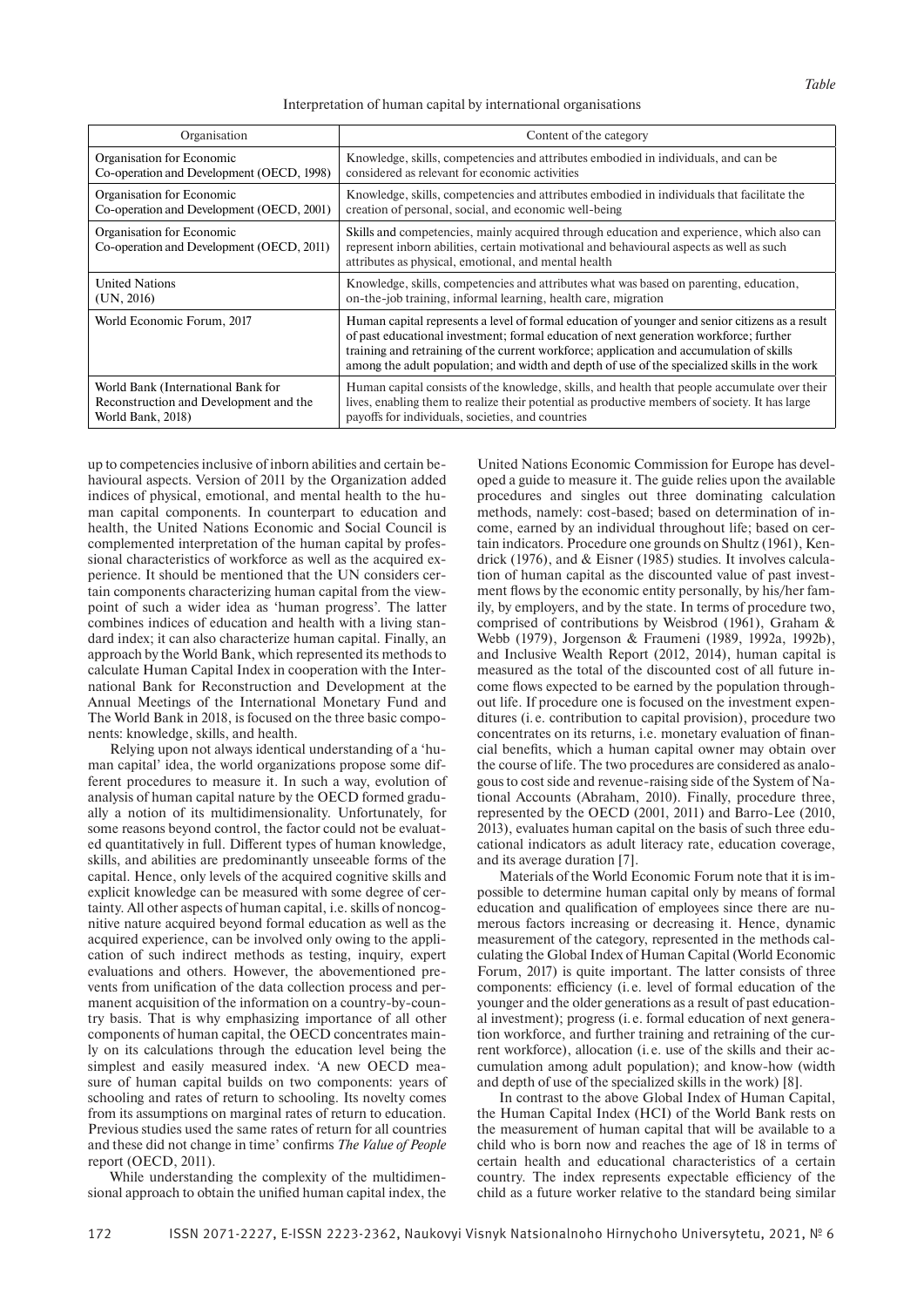*Table*

Interpretation of human capital by international organisations

| Organisation | Content of the category |
|---|---|
| Organisation for Economic Co-operation and Development (OECD, 1998) | Knowledge, skills, competencies and attributes embodied in individuals, and can be considered as relevant for economic activities |
| Organisation for Economic Co-operation and Development (OECD, 2001) | Knowledge, skills, competencies and attributes embodied in individuals that facilitate the creation of personal, social, and economic well-being |
| Organisation for Economic Co-operation and Development (OECD, 2011) | Skills and competencies, mainly acquired through education and experience, which also can represent inborn abilities, certain motivational and behavioural aspects as well as such attributes as physical, emotional, and mental health |
| United Nations (UN, 2016) | Knowledge, skills, competencies and attributes what was based on parenting, education, on-the-job training, informal learning, health care, migration |
| World Economic Forum, 2017 | Human capital represents a level of formal education of younger and senior citizens as a result of past educational investment; formal education of next generation workforce; further training and retraining of the current workforce; application and accumulation of skills among the adult population; and width and depth of use of the specialized skills in the work |
| World Bank (International Bank for Reconstruction and Development and the World Bank, 2018) | Human capital consists of the knowledge, skills, and health that people accumulate over their lives, enabling them to realize their potential as productive members of society. It has large payoffs for individuals, societies, and countries |

up to competencies inclusive of inborn abilities and certain behavioural aspects. Version of 2011 by the Organization added indices of physical, emotional, and mental health to the human capital components. In counterpart to education and health, the United Nations Economic and Social Council is complemented interpretation of the human capital by professional characteristics of workforce as well as the acquired experience. It should be mentioned that the UN considers certain components characterizing human capital from the viewpoint of such a wider idea as 'human progress'. The latter combines indices of education and health with a living standard index; it can also characterize human capital. Finally, an approach by the World Bank, which represented its methods to calculate Human Capital Index in cooperation with the International Bank for Reconstruction and Development at the Annual Meetings of the International Monetary Fund and The World Bank in 2018, is focused on the three basic components: knowledge, skills, and health.

Relying upon not always identical understanding of a 'human capital' idea, the world organizations propose some different procedures to measure it. In such a way, evolution of analysis of human capital nature by the OECD formed gradually a notion of its multidimensionality. Unfortunately, for some reasons beyond control, the factor could not be evaluated quantitatively in full. Different types of human knowledge, skills, and abilities are predominantly unseeable forms of the capital. Hence, only levels of the acquired cognitive skills and explicit knowledge can be measured with some degree of certainty. All other aspects of human capital, i.e. skills of noncognitive nature acquired beyond formal education as well as the acquired experience, can be involved only owing to the application of such indirect methods as testing, inquiry, expert evaluations and others. However, the abovementioned prevents from unification of the data collection process and permanent acquisition of the information on a country-by-country basis. That is why emphasizing importance of all other components of human capital, the OECD concentrates mainly on its calculations through the education level being the simplest and easily measured index. 'A new OECD measure of human capital builds on two components: years of schooling and rates of return to schooling. Its novelty comes from its assumptions on marginal rates of return to education. Previous studies used the same rates of return for all countries and these did not change in time' confirms *The Value of People* report (OECD, 2011).

While understanding the complexity of the multidimensional approach to obtain the unified human capital index, the United Nations Economic Commission for Europe has developed a guide to measure it. The guide relies upon the available procedures and singles out three dominating calculation methods, namely: cost-based; based on determination of income, earned by an individual throughout life; based on certain indicators. Procedure one grounds on Shultz (1961), Kendrick (1976), and & Eisner (1985) studies. It involves calculation of human capital as the discounted value of past investment flows by the economic entity personally, by his/her family, by employers, and by the state. In terms of procedure two, comprised of contributions by Weisbrod (1961), Graham & Webb (1979), Jorgenson & Fraumeni (1989, 1992a, 1992b), and Inclusive Wealth Report (2012, 2014), human capital is measured as the total of the discounted cost of all future income flows expected to be earned by the population throughout life. If procedure one is focused on the investment expenditures (i. e. contribution to capital provision), procedure two concentrates on its returns, i.e. monetary evaluation of financial benefits, which a human capital owner may obtain over the course of life. The two procedures are considered as analogous to cost side and revenue-raising side of the System of National Accounts (Abraham, 2010). Finally, procedure three, represented by the OECD (2001, 2011) and Barro-Lee (2010, 2013), evaluates human capital on the basis of such three educational indicators as adult literacy rate, education coverage, and its average duration [7].

Materials of the World Economic Forum note that it is impossible to determine human capital only by means of formal education and qualification of employees since there are numerous factors increasing or decreasing it. Hence, dynamic measurement of the category, represented in the methods calculating the Global Index of Human Capital (World Economic Forum, 2017) is quite important. The latter consists of three components: efficiency (i. e. level of formal education of the younger and the older generations as a result of past educational investment); progress (i. e. formal education of next generation workforce, and further training and retraining of the current workforce), allocation (i. e. use of the skills and their accumulation among adult population); and know-how (width and depth of use of the specialized skills in the work) [8].

In contrast to the above Global Index of Human Capital, the Human Capital Index (HCI) of the World Bank rests on the measurement of human capital that will be available to a child who is born now and reaches the age of 18 in terms of certain health and educational characteristics of a certain country. The index represents expectable efficiency of the child as a future worker relative to the standard being similar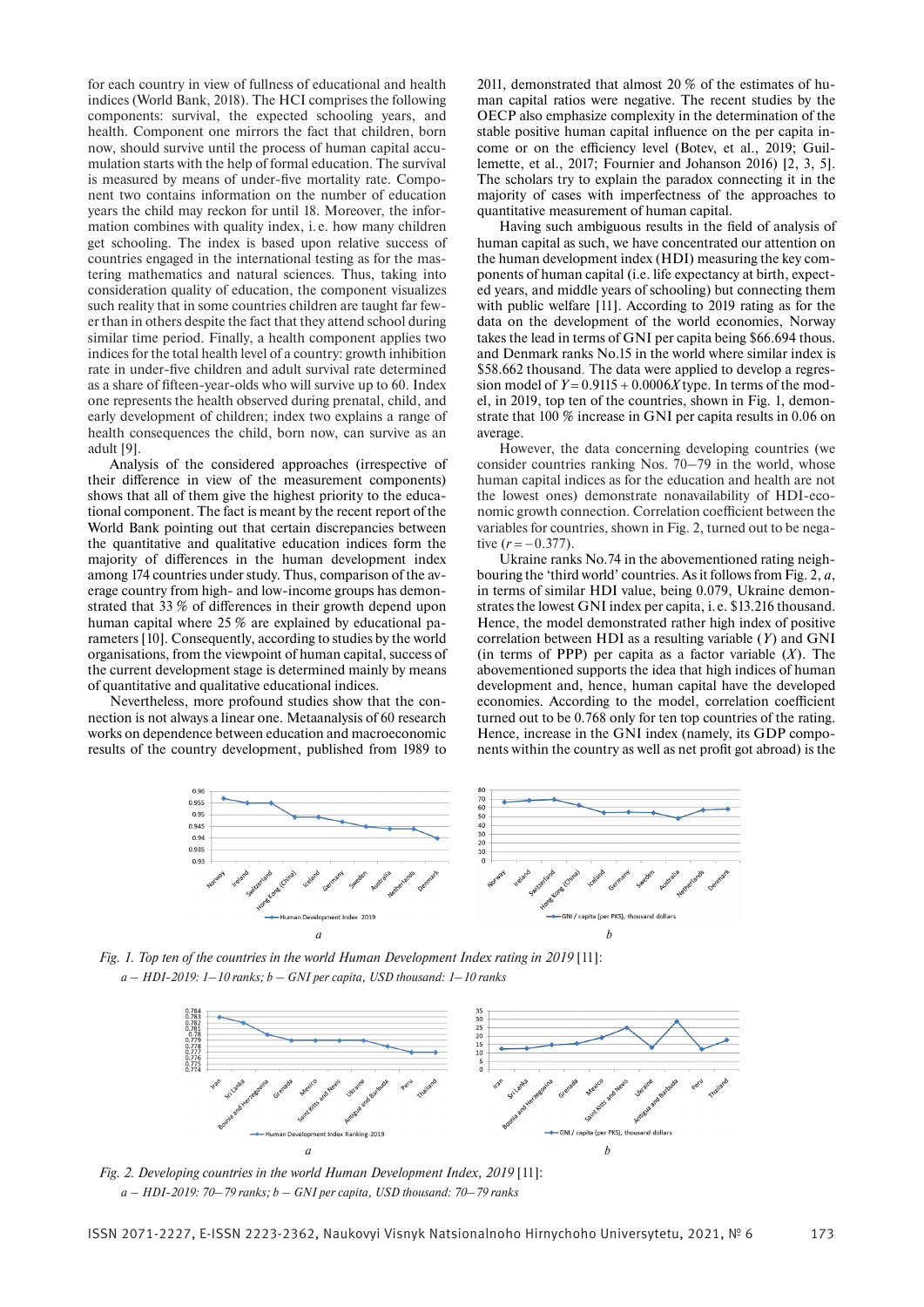for each country in view of fullness of educational and health indices (World Bank, 2018). The HCI comprises the following components: survival, the expected schooling years, and health. Component one mirrors the fact that children, born now, should survive until the process of human capital accumulation starts with the help of formal education. The survival is measured by means of under-five mortality rate. Component two contains information on the number of education years the child may reckon for until 18. Moreover, the information combines with quality index, i. e. how many children get schooling. The index is based upon relative success of countries engaged in the international testing as for the mastering mathematics and natural sciences. Thus, taking into consideration quality of education, the component visualizes such reality that in some countries children are taught far fewer than in others despite the fact that they attend school during similar time period. Finally, a health component applies two indices for the total health level of a country: growth inhibition rate in under-five children and adult survival rate determined as a share of fifteen-year-olds who will survive up to 60. Index one represents the health observed during prenatal, child, and early development of children; index two explains a range of health consequences the child, born now, can survive as an adult [9].

Analysis of the considered approaches (irrespective of their difference in view of the measurement components) shows that all of them give the highest priority to the educational component. The fact is meant by the recent report of the World Bank pointing out that certain discrepancies between the quantitative and qualitative education indices form the majority of differences in the human development index among 174 countries under study. Thus, comparison of the average country from high- and low-income groups has demonstrated that 33 % of differences in their growth depend upon human capital where 25 % are explained by educational parameters [10]. Consequently, according to studies by the world organisations, from the viewpoint of human capital, success of the current development stage is determined mainly by means of quantitative and qualitative educational indices.

Nevertheless, more profound studies show that the connection is not always a linear one. Metaanalysis of 60 research works on dependence between education and macroeconomic results of the country development, published from 1989 to 2011, demonstrated that almost 20 % of the estimates of human capital ratios were negative. The recent studies by the OECP also emphasize complexity in the determination of the stable positive human capital influence on the per capita income or on the efficiency level (Botev, et al., 2019; Guillemette, et al., 2017; Fournier and Johanson 2016) [2, 3, 5]. The scholars try to explain the paradox connecting it in the majority of cases with imperfectness of the approaches to quantitative measurement of human capital.

Having such ambiguous results in the field of analysis of human capital as such, we have concentrated our attention on the human development index (HDI) measuring the key components of human capital (i.e. life expectancy at birth, expected years, and middle years of schooling) but connecting them with public welfare [11]. According to 2019 rating as for the data on the development of the world economies, Norway takes the lead in terms of GNI per capita being $66.694 thous. and Denmark ranks No.15 in the world where similar index is $58.662 thousand. The data were applied to develop a regression model of $Y = 0.9115 + 0.0006X$ type. In terms of the model, in 2019, top ten of the countries, shown in Fig. 1, demonstrate that 100 % increase in GNI per capita results in 0.06 on average.

However, the data concerning developing countries (we consider countries ranking Nos. 70–79 in the world, whose human capital indices as for the education and health are not the lowest ones) demonstrate nonavailability of HDI-economic growth connection. Correlation coefficient between the variables for countries, shown in Fig. 2, turned out to be negative ($r = -0.377$).

Ukraine ranks No.74 in the abovementioned rating neighbouring the 'third world' countries. As it follows from Fig. 2, *a*, in terms of similar HDI value, being 0.079, Ukraine demonstrates the lowest GNI index per capita, i. e. $13.216 thousand. Hence, the model demonstrated rather high index of positive correlation between HDI as a resulting variable ($Y$) and GNI (in terms of PPP) per capita as a factor variable ($X$). The abovementioned supports the idea that high indices of human development and, hence, human capital have the developed economies. According to the model, correlation coefficient turned out to be 0.768 only for ten top countries of the rating. Hence, increase in the GNI index (namely, its GDP components within the country as well as net profit got abroad) is the

*Fig. 1. Top ten of the countries in the world Human Development Index rating in 2019* [11]:
*a – HDI-2019: 1–10 ranks; b – GNI per capita, USD thousand: 1–10 ranks*

*Fig. 2. Developing countries in the world Human Development Index, 2019* [11]:
*a – HDI-2019: 70–79 ranks; b – GNI per capita, USD thousand: 70–79 ranks*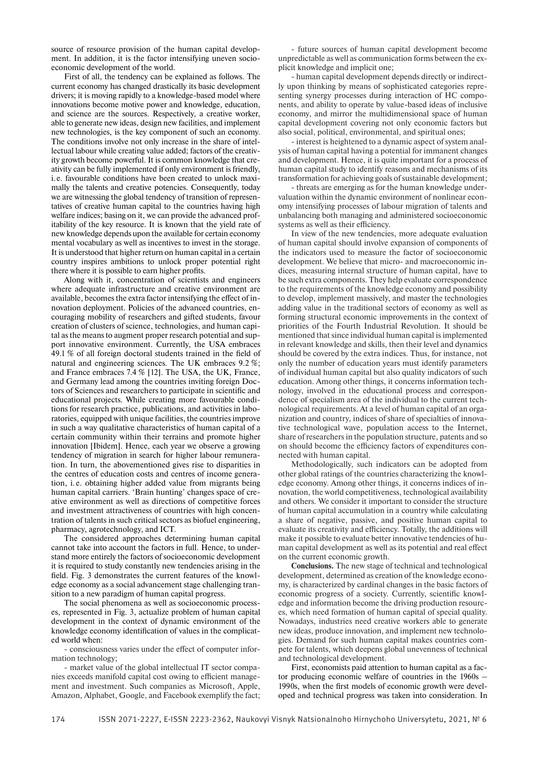source of resource provision of the human capital development. In addition, it is the factor intensifying uneven socioeconomic development of the world.

First of all, the tendency can be explained as follows. The current economy has changed drastically its basic development drivers; it is moving rapidly to a knowledge-based model where innovations become motive power and knowledge, education, and science are the sources. Respectively, a creative worker, able to generate new ideas, design new facilities, and implement new technologies, is the key component of such an economy. The conditions involve not only increase in the share of intellectual labour while creating value added; factors of the creativity growth become powerful. It is common knowledge that creativity can be fully implemented if only environment is friendly, i. e. favourable conditions have been created to unlock maximally the talents and creative potencies. Consequently, today we are witnessing the global tendency of transition of representatives of creative human capital to the countries having high welfare indices; basing on it, we can provide the advanced profitability of the key resource. It is known that the yield rate of new knowledge depends upon the available for certain economy mental vocabulary as well as incentives to invest in the storage. It is understood that higher return on human capital in a certain country inspires ambitions to unlock proper potential right there where it is possible to earn higher profits.

Along with it, concentration of scientists and engineers where adequate infrastructure and creative environment are available, becomes the extra factor intensifying the effect of innovation deployment. Policies of the advanced countries, encouraging mobility of researchers and gifted students, favour creation of clusters of science, technologies, and human capital as the means to augment proper research potential and support innovative environment. Currently, the USA embraces 49.1 % of all foreign doctoral students trained in the field of natural and engineering sciences. The UK embraces 9.2 %; and France embraces 7.4 % [12]. The USA, the UK, France, and Germany lead among the countries inviting foreign Doctors of Sciences and researchers to participate in scientific and educational projects. While creating more favourable conditions for research practice, publications, and activities in laboratories, equipped with unique facilities, the countries improve in such a way qualitative characteristics of human capital of a certain community within their terrains and promote higher innovation [Ibidem]. Hence, each year we observe a growing tendency of migration in search for higher labour remuneration. In turn, the abovementioned gives rise to disparities in the centres of education costs and centres of income generation, i. e. obtaining higher added value from migrants being human capital carriers. 'Brain hunting' changes space of creative environment as well as directions of competitive forces and investment attractiveness of countries with high concentration of talents in such critical sectors as biofuel engineering, pharmacy, agrotechnology, and ICT.

The considered approaches determining human capital cannot take into account the factors in full. Hence, to understand more entirely the factors of socioeconomic development it is required to study constantly new tendencies arising in the field. Fig. 3 demonstrates the current features of the knowledge economy as a social advancement stage challenging transition to a new paradigm of human capital progress.

The social phenomena as well as socioeconomic processes, represented in Fig. 3, actualize problem of human capital development in the context of dynamic environment of the knowledge economy identification of values in the complicated world when:

- consciousness varies under the effect of computer information technology;
- market value of the global intellectual IT sector companies exceeds manifold capital cost owing to efficient management and investment. Such companies as Microsoft, Apple, Amazon, Alphabet, Google, and Facebook exemplify the fact;
- future sources of human capital development become unpredictable as well as communication forms between the explicit knowledge and implicit one;
- human capital development depends directly or indirectly upon thinking by means of sophisticated categories representing synergy processes during interaction of HC components, and ability to operate by value-based ideas of inclusive economy, and mirror the multidimensional space of human capital development covering not only economic factors but also social, political, environmental, and spiritual ones;
- interest is heightened to a dynamic aspect of system analysis of human capital having a potential for immanent changes and development. Hence, it is quite important for a process of human capital study to identify reasons and mechanisms of its transformation for achieving goals of sustainable development;
- threats are emerging as for the human knowledge undervaluation within the dynamic environment of nonlinear economy intensifying processes of labour migration of talents and unbalancing both managing and administered socioeconomic systems as well as their efficiency.

In view of the new tendencies, more adequate evaluation of human capital should involve expansion of components of the indicators used to measure the factor of socioeconomic development. We believe that micro- and macroeconomic indices, measuring internal structure of human capital, have to be such extra components. They help evaluate correspondence to the requirements of the knowledge economy and possibility to develop, implement massively, and master the technologies adding value in the traditional sectors of economy as well as forming structural economic improvements in the context of priorities of the Fourth Industrial Revolution. It should be mentioned that since individual human capital is implemented in relevant knowledge and skills, then their level and dynamics should be covered by the extra indices. Thus, for instance, not only the number of education years must identify parameters of individual human capital but also quality indicators of such education. Among other things, it concerns information technology, involved in the educational process and correspondence of specialism area of the individual to the current technological requirements. At a level of human capital of an organization and country, indices of share of specialties of innovative technological wave, population access to the Internet, share of researchers in the population structure, patents and so on should become the efficiency factors of expenditures connected with human capital.

Methodologically, such indicators can be adopted from other global ratings of the countries characterizing the knowledge economy. Among other things, it concerns indices of innovation, the world competitiveness, technological availability and others. We consider it important to consider the structure of human capital accumulation in a country while calculating a share of negative, passive, and positive human capital to evaluate its creativity and efficiency. Totally, the additions will make it possible to evaluate better innovative tendencies of human capital development as well as its potential and real effect on the current economic growth.

**Conclusions.** The new stage of technical and technological development, determined as creation of the knowledge economy, is characterized by cardinal changes in the basic factors of economic progress of a society. Currently, scientific knowledge and information become the driving production resources, which need formation of human capital of special quality. Nowadays, industries need creative workers able to generate new ideas, produce innovation, and implement new technologies. Demand for such human capital makes countries compete for talents, which deepens global unevenness of technical and technological development.

First, economists paid attention to human capital as a factor producing economic welfare of countries in the 1960s – 1990s, when the first models of economic growth were developed and technical progress was taken into consideration. In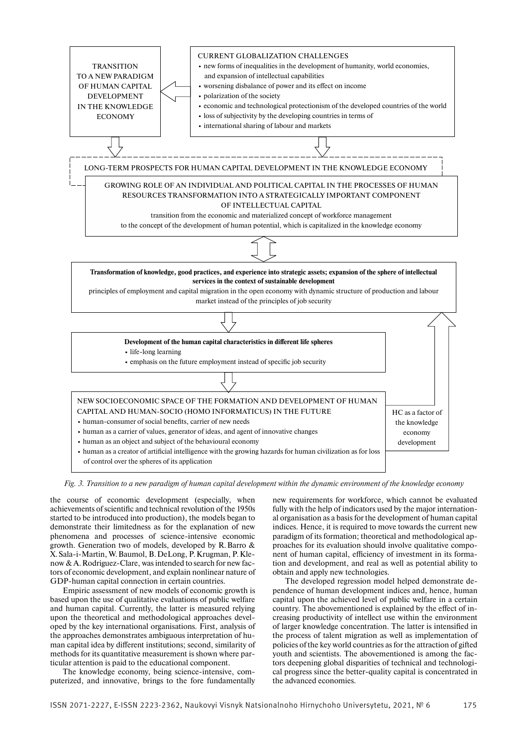TRANSITION TO A NEW PARADIGM OF HUMAN CAPITAL DEVELOPMENT IN THE KNOWLEDGE ECONOMY

CURRENT GLOBALIZATION CHALLENGES

- new forms of inequalities in the development of humanity, world economies, and expansion of intellectual capabilities
- worsening disbalance of power and its effect on income
- polarization of the society
- economic and technological protectionism of the developed countries of the world
- loss of subjectivity by the developing countries in terms of
- international sharing of labour and markets

LONG-TERM PROSPECTS FOR HUMAN CAPITAL DEVELOPMENT IN THE KNOWLEDGE ECONOMY

GROWING ROLE OF AN INDIVIDUAL AND POLITICAL CAPITAL IN THE PROCESSES OF HUMAN RESOURCES TRANSFORMATION INTO A STRATEGICALLY IMPORTANT COMPONENT OF INTELLECTUAL CAPITAL

transition from the economic and materialized concept of workforce management to the concept of the development of human potential, which is capitalized in the knowledge economy

**Transformation of knowledge, good practices, and experience into strategic assets; expansion of the sphere of intellectual services in the context of sustainable development**

principles of employment and capital migration in the open economy with dynamic structure of production and labour market instead of the principles of job security

**Development of the human capital characteristics in different life spheres**

- life-long learning
- emphasis on the future employment instead of specific job security

NEW SOCIOECONOMIC SPACE OF THE FORMATION AND DEVELOPMENT OF HUMAN CAPITAL AND HUMAN-SOCIO (HOMO INFORMATICUS) IN THE FUTURE

- human-consumer of social benefits, carrier of new needs
- human as a carrier of values, generator of ideas, and agent of innovative changes
- human as an object and subject of the behavioural economy
- human as a creator of artificial intelligence with the growing hazards for human civilization as for loss of control over the spheres of its application

HC as a factor of the knowledge economy development

*Fig. 3. Transition to a new paradigm of human capital development within the dynamic environment of the knowledge economy*

the course of economic development (especially, when achievements of scientific and technical revolution of the 1950s started to be introduced into production), the models began to demonstrate their limitedness as for the explanation of new phenomena and processes of science-intensive economic growth. Generation two of models, developed by R. Barro & X. Sala-i-Martin, W. Baumol, B. DeLong, P. Krugman, P. Klenow & A. Rodriguez-Clare, was intended to search for new factors of economic development, and explain nonlinear nature of GDP-human capital connection in certain countries.

Empiric assessment of new models of economic growth is based upon the use of qualitative evaluations of public welfare and human capital. Currently, the latter is measured relying upon the theoretical and methodological approaches developed by the key international organisations. First, analysis of the approaches demonstrates ambiguous interpretation of human capital idea by different institutions; second, similarity of methods for its quantitative measurement is shown where particular attention is paid to the educational component.

The knowledge economy, being science-intensive, computerized, and innovative, brings to the fore fundamentally new requirements for workforce, which cannot be evaluated fully with the help of indicators used by the major international organisation as a basis for the development of human capital indices. Hence, it is required to move towards the current new paradigm of its formation; theoretical and methodological approaches for its evaluation should involve qualitative component of human capital, efficiency of investment in its formation and development, and real as well as potential ability to obtain and apply new technologies.

The developed regression model helped demonstrate dependence of human development indices and, hence, human capital upon the achieved level of public welfare in a certain country. The abovementioned is explained by the effect of increasing productivity of intellect use within the environment of larger knowledge concentration. The latter is intensified in the process of talent migration as well as implementation of policies of the key world countries as for the attraction of gifted youth and scientists. The abovementioned is among the factors deepening global disparities of technical and technological progress since the better-quality capital is concentrated in the advanced economies.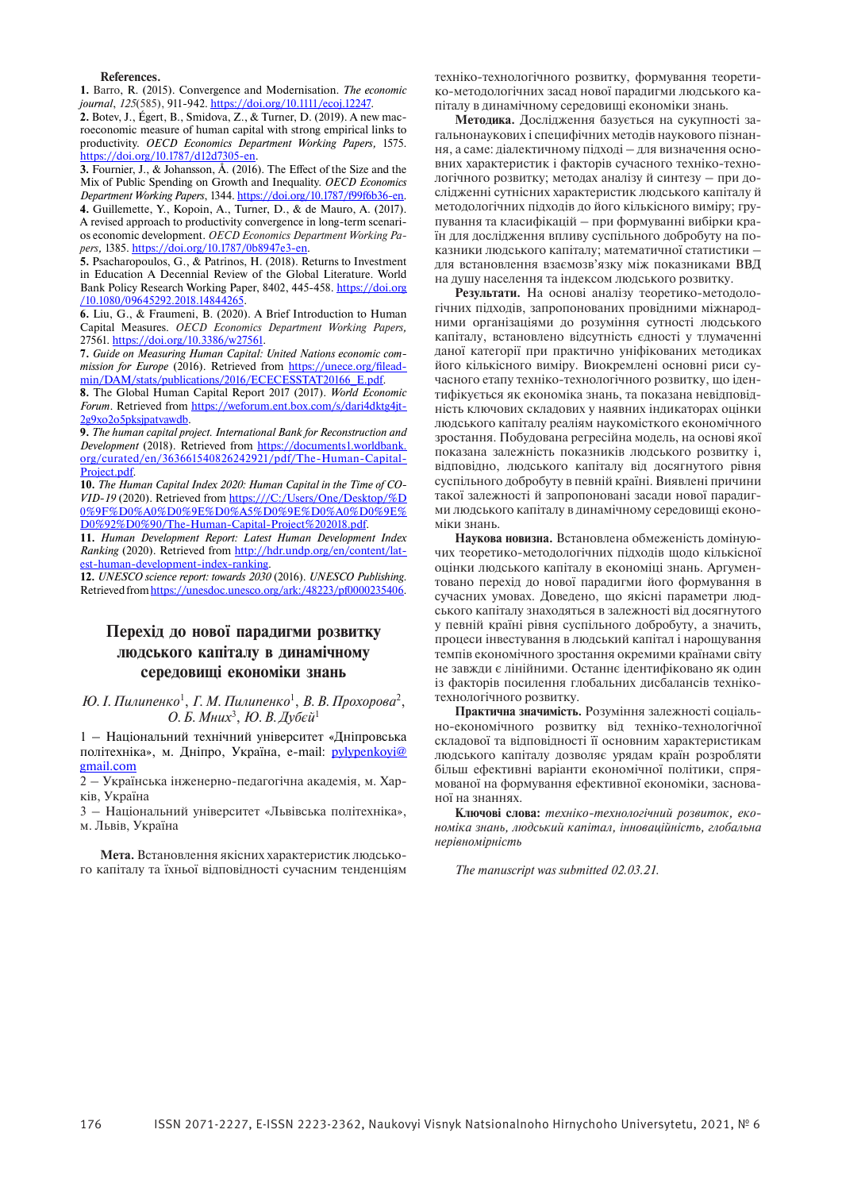**References.**

**1.** Barro, R. (2015). Convergence and Modernisation. *The economic journal*, *125*(585), 911-942. https://doi.org/10.1111/ecoj.12247.

**2.** Botev, J., Égert, B., Smidova, Z., & Turner, D. (2019). A new macroeconomic measure of human capital with strong empirical links to productivity. *OECD Economics Department Working Papers*, 1575. https://doi.org/10.1787/d12d7305-en.

**3.** Fournier, J., & Johansson, Å. (2016). The Effect of the Size and the Mix of Public Spending on Growth and Inequality. *OECD Economics Department Working Papers*, 1344. https://doi.org/10.1787/f99f6b36-en.

**4.** Guillemette, Y., Kopoin, A., Turner, D., & de Mauro, A. (2017). A revised approach to productivity convergence in long-term scenarios economic development. *OECD Economics Department Working Papers*, 1385. https://doi.org/10.1787/0b8947e3-en.

**5.** Psacharopoulos, G., & Patrinos, H. (2018). Returns to Investment in Education A Decennial Review of the Global Literature. World Bank Policy Research Working Paper, 8402, 445-458. https://doi.org/10.1080/09645292.2018.14844265.

**6.** Liu, G., & Fraumeni, B. (2020). A Brief Introduction to Human Capital Measures. *OECD Economics Department Working Papers*, 27561. https://doi.org/10.3386/w27561.

**7.** *Guide on Measuring Human Capital: United Nations economic commission for Europe* (2016). Retrieved from https://unece.org/fileadmin/DAM/stats/publications/2016/ECECESSTAT20166_E.pdf.

**8.** The Global Human Capital Report 2017 (2017). *World Economic Forum*. Retrieved from https://weforum.ent.box.com/s/dari4dktg4jt2g9xo2o5pksjpatvawdb.

**9.** *The human capital project. International Bank for Reconstruction and Development* (2018). Retrieved from https://documents1.worldbank.org/curated/en/363661540826242921/pdf/The-Human-Capital-Project.pdf.

**10.** *The Human Capital Index 2020: Human Capital in the Time of COVID-19* (2020). Retrieved from https:///C:/Users/One/Desktop/%D0%9F%D0%A0%D0%9E%D0%A5%D0%9E%D0%A0%D0%9E%D0%92%D0%90/The-Human-Capital-Project%202018.pdf.

**11.** *Human Development Report: Latest Human Development Index Ranking* (2020). Retrieved from http://hdr.undp.org/en/content/latest-human-development-index-ranking.

**12.** *UNESCO science report: towards 2030* (2016). *UNESCO Publishing*. Retrieved from https://unesdoc.unesco.org/ark:/48223/pf0000235406.

## Перехід до нової парадигми розвитку людського капіталу в динамічному середовищі економіки знань

*Ю. І. Пилипенко*[1], *Г. М. Пилипенко*[1], *В. В. Прохорова*[2], *О. Б. Мних*[3], *Ю. В. Дубєй*[1]

1 – Національний технічний університет «Дніпровська політехніка», м. Дніпро, Україна, e-mail: pylypenkoyi@gmail.com

2 – Українська інженерно-педагогічна академія, м. Харків, Україна

3 – Національний університет «Львівська політехніка», м. Львів, Україна

**Мета.** Встановлення якісних характеристик людського капіталу та їхньої відповідності сучасним тенденціям техніко-технологічного розвитку, формування теоретико-методологічних засад нової парадигми людського капіталу в динамічному середовищі економіки знань.

**Методика.** Дослідження базується на сукупності загальнонаукових і специфічних методів наукового пізнання, а саме: діалектичному підході – для визначення основних характеристик і факторів сучасного техніко-технологічного розвитку; методах аналізу й синтезу – при дослідженні сутнісних характеристик людського капіталу й методологічних підходів до його кількісного виміру; групування та класифікацій – при формуванні вибірки країн для дослідження впливу суспільного добробуту на показники людського капіталу; математичної статистики – для встановлення взаємозв'язку між показниками ВВД на душу населення та індексом людського розвитку.

**Результати.** На основі аналізу теоретико-методологічних підходів, запропонованих провідними міжнародними організаціями до розуміння сутності людського капіталу, встановлено відсутність єдності у тлумаченні даної категорії при практично уніфікованих методиках його кількісного виміру. Виокремлені основні риси сучасного етапу техніко-технологічного розвитку, що ідентифікується як економіка знань, та показана невідповідність ключових складових у наявних індикаторах оцінки людського капіталу реаліям наукоємного економічного зростання. Побудована регресійна модель, на основі якої показана залежність показників людського розвитку і, відповідно, людського капіталу від досягнутого рівня суспільного добробуту в певній країні. Виявлені причини такої залежності й запропоновані засади нової парадигми людського капіталу в динамічному середовищі економіки знань.

**Наукова новизна.** Встановлена обмеженість домінуючих теоретико-методологічних підходів щодо кількісної оцінки людського капіталу в економіці знань. Аргументовано перехід до нової парадигми його формування в сучасних умовах. Доведено, що якісні параметри людського капіталу знаходяться в залежності від досягнутого у певній країні рівня суспільного добробуту, а значить, процеси інвестування в людський капітал і нарощування темпів економічного зростання окремими країнами світу не завжди є лінійними. Останнє ідентифіковано як один із факторів посилення глобальних дисбалансів техніко-технологічного розвитку.

**Практична значимість.** Розуміння залежності соціально-економічного розвитку від техніко-технологічної складової та відповідності її основним характеристикам людського капіталу дозволяє урядам країн розробляти більш ефективні варіанти економічної політики, спрямованої на формування ефективної економіки, заснованої на знаннях.

**Ключові слова:** *техніко-технологічний розвиток, економіка знань, людський капітал, інноваційність, глобальна нерівномірність*

*The manuscript was submitted 02.03.21.*